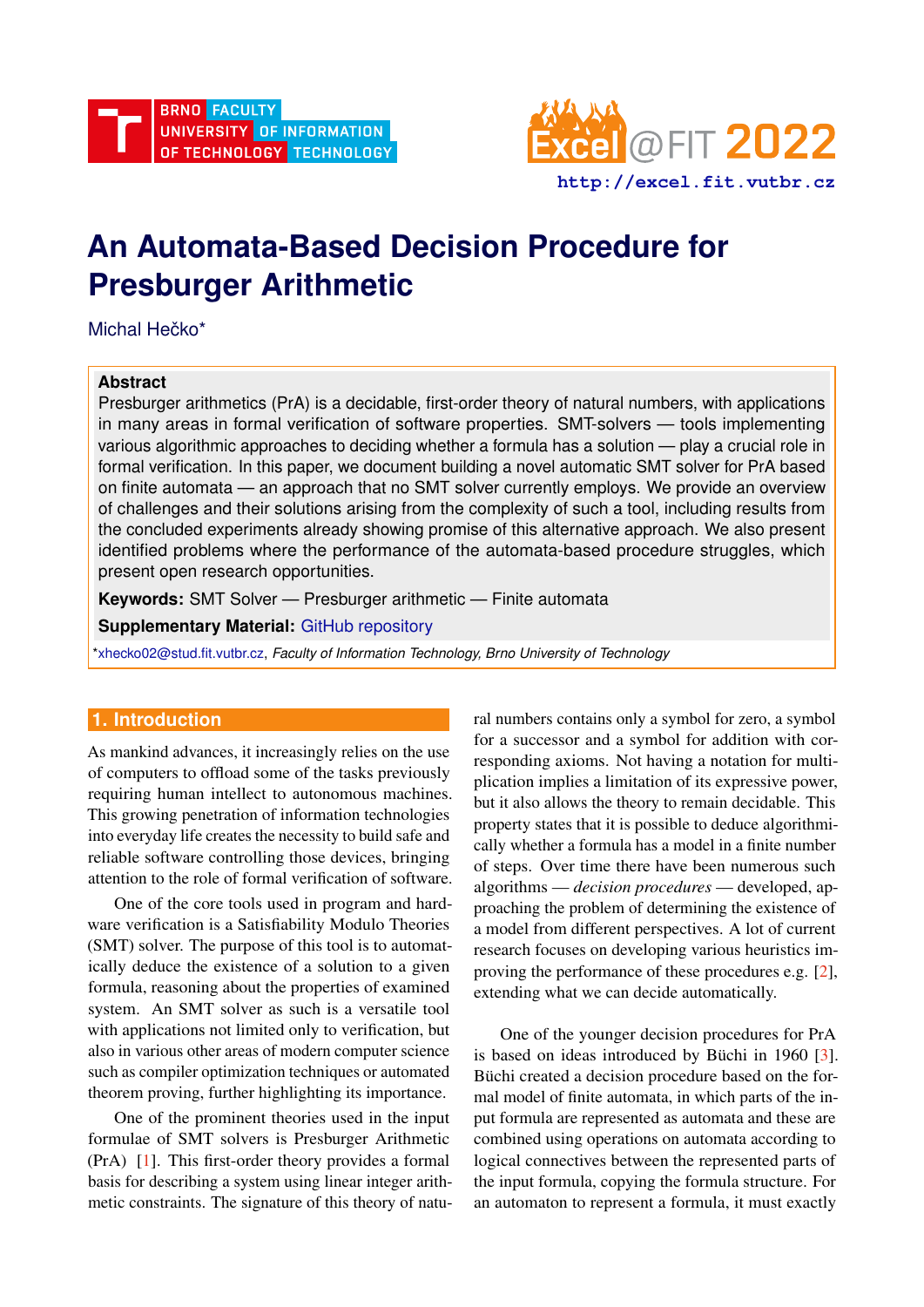# An Automata-Based Decision Procedure for Presburger Arithmetic

Michal Hečko*

**Abstract**

Presburger arithmetics (PrA) is a decidable, first-order theory of natural numbers, with applications in many areas in formal verification of software properties. SMT-solvers — tools implementing various algorithmic approaches to deciding whether a formula has a solution — play a crucial role in formal verification. In this paper, we document building a novel automatic SMT solver for PrA based on finite automata — an approach that no SMT solver currently employs. We provide an overview of challenges and their solutions arising from the complexity of such a tool, including results from the concluded experiments already showing promise of this alternative approach. We also present identified problems where the performance of the automata-based procedure struggles, which present open research opportunities.

**Keywords:** SMT Solver — Presburger arithmetic — Finite automata

**Supplementary Material:** GitHub repository

*xhecko02@stud.fit.vutbr.cz, *Faculty of Information Technology, Brno University of Technology*

## 1. Introduction

As mankind advances, it increasingly relies on the use of computers to offload some of the tasks previously requiring human intellect to autonomous machines. This growing penetration of information technologies into everyday life creates the necessity to build safe and reliable software controlling those devices, bringing attention to the role of formal verification of software.

One of the core tools used in program and hardware verification is a Satisfiability Modulo Theories (SMT) solver. The purpose of this tool is to automatically deduce the existence of a solution to a given formula, reasoning about the properties of examined system. An SMT solver as such is a versatile tool with applications not limited only to verification, but also in various other areas of modern computer science such as compiler optimization techniques or automated theorem proving, further highlighting its importance.

One of the prominent theories used in the input formulae of SMT solvers is Presburger Arithmetic (PrA) [1]. This first-order theory provides a formal basis for describing a system using linear integer arithmetic constraints. The signature of this theory of natural numbers contains only a symbol for zero, a symbol for a successor and a symbol for addition with corresponding axioms. Not having a notation for multiplication implies a limitation of its expressive power, but it also allows the theory to remain decidable. This property states that it is possible to deduce algorithmically whether a formula has a model in a finite number of steps. Over time there have been numerous such algorithms — *decision procedures* — developed, approaching the problem of determining the existence of a model from different perspectives. A lot of current research focuses on developing various heuristics improving the performance of these procedures e.g. [2], extending what we can decide automatically.

One of the younger decision procedures for PrA is based on ideas introduced by Büchi in 1960 [3]. Büchi created a decision procedure based on the formal model of finite automata, in which parts of the input formula are represented as automata and these are combined using operations on automata according to logical connectives between the represented parts of the input formula, copying the formula structure. For an automaton to represent a formula, it must exactly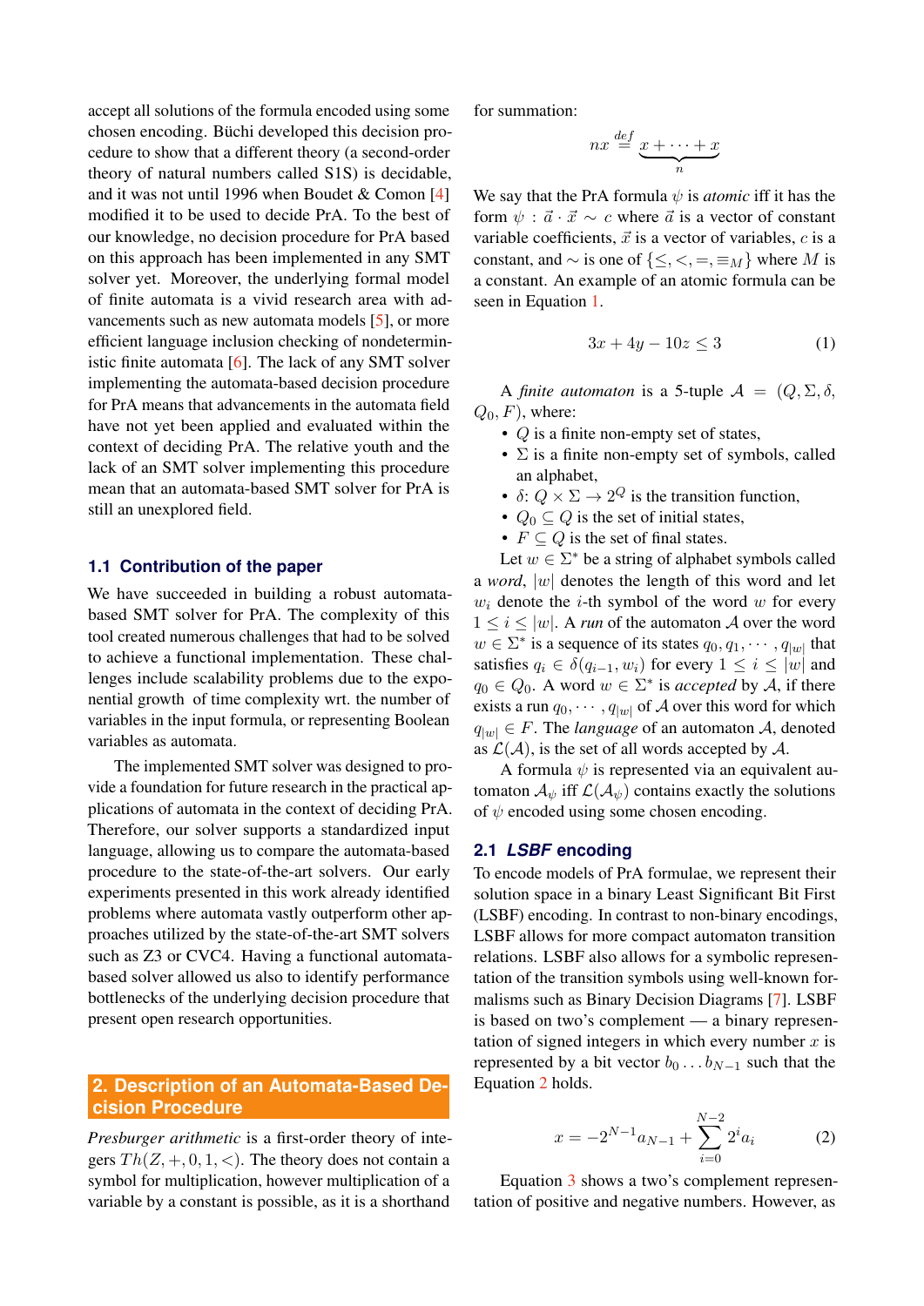accept all solutions of the formula encoded using some chosen encoding. Büchi developed this decision procedure to show that a different theory (a second-order theory of natural numbers called S1S) is decidable, and it was not until 1996 when Boudet & Comon [4] modified it to be used to decide PrA. To the best of our knowledge, no decision procedure for PrA based on this approach has been implemented in any SMT solver yet. Moreover, the underlying formal model of finite automata is a vivid research area with advancements such as new automata models [5], or more efficient language inclusion checking of nondeterministic finite automata [6]. The lack of any SMT solver implementing the automata-based decision procedure for PrA means that advancements in the automata field have not yet been applied and evaluated within the context of deciding PrA. The relative youth and the lack of an SMT solver implementing this procedure mean that an automata-based SMT solver for PrA is still an unexplored field.

### 1.1 Contribution of the paper

We have succeeded in building a robust automata-based SMT solver for PrA. The complexity of this tool created numerous challenges that had to be solved to achieve a functional implementation. These challenges include scalability problems due to the exponential growth of time complexity wrt. the number of variables in the input formula, or representing Boolean variables as automata.

The implemented SMT solver was designed to provide a foundation for future research in the practical applications of automata in the context of deciding PrA. Therefore, our solver supports a standardized input language, allowing us to compare the automata-based procedure to the state-of-the-art solvers. Our early experiments presented in this work already identified problems where automata vastly outperform other approaches utilized by the state-of-the-art SMT solvers such as Z3 or CVC4. Having a functional automata-based solver allowed us also to identify performance bottlenecks of the underlying decision procedure that present open research opportunities.

## 2. Description of an Automata-Based Decision Procedure

*Presburger arithmetic* is a first-order theory of integers $Th(Z, +, 0, 1, <)$. The theory does not contain a symbol for multiplication, however multiplication of a variable by a constant is possible, as it is a shorthand for summation:

$$nx \stackrel{def}{=} \underbrace{x + \cdots + x}_{n}$$

We say that the PrA formula $\psi$ is *atomic* iff it has the form $\psi : \vec{a} \cdot \vec{x} \sim c$ where $\vec{a}$ is a vector of constant variable coefficients, $\vec{x}$ is a vector of variables, $c$ is a constant, and $\sim$ is one of $\{\leq, <, =, \equiv_M\}$ where $M$ is a constant. An example of an atomic formula can be seen in Equation 1.

$$3x + 4y - 10z \leq 3 \tag{1}$$

A *finite automaton* is a 5-tuple $\mathcal{A} = (Q, \Sigma, \delta, Q_0, F)$, where:

- $Q$ is a finite non-empty set of states,
- $\Sigma$ is a finite non-empty set of symbols, called an alphabet,
- $\delta$: $Q \times \Sigma \rightarrow 2^Q$ is the transition function,
- $Q_0 \subseteq Q$ is the set of initial states,
- $F \subseteq Q$ is the set of final states.

Let $w \in \Sigma^*$ be a string of alphabet symbols called a *word*, $|w|$ denotes the length of this word and let $w_i$ denote the $i$-th symbol of the word $w$ for every $1 \leq i \leq |w|$. A *run* of the automaton $\mathcal{A}$ over the word $w \in \Sigma^*$ is a sequence of its states $q_0, q_1, \cdots, q_{|w|}$ that satisfies $q_i \in \delta(q_{i-1}, w_i)$ for every $1 \leq i \leq |w|$ and $q_0 \in Q_0$. A word $w \in \Sigma^*$ is *accepted* by $\mathcal{A}$, if there exists a run $q_0, \cdots, q_{|w|}$ of $\mathcal{A}$ over this word for which $q_{|w|} \in F$. The *language* of an automaton $\mathcal{A}$, denoted as $\mathcal{L}(\mathcal{A})$, is the set of all words accepted by $\mathcal{A}$.

A formula $\psi$ is represented via an equivalent automaton $\mathcal{A}_\psi$ iff $\mathcal{L}(\mathcal{A}_\psi)$ contains exactly the solutions of $\psi$ encoded using some chosen encoding.

### 2.1 *LSBF* encoding

To encode models of PrA formulae, we represent their solution space in a binary Least Significant Bit First (LSBF) encoding. In contrast to non-binary encodings, LSBF allows for more compact automaton transition relations. LSBF also allows for a symbolic representation of the transition symbols using well-known formalisms such as Binary Decision Diagrams [7]. LSBF is based on two's complement — a binary representation of signed integers in which every number $x$ is represented by a bit vector $b_0 \ldots b_{N-1}$ such that the Equation 2 holds.

$$x = -2^{N-1}a_{N-1} + \sum_{i=0}^{N-2} 2^i a_i \tag{2}$$

Equation 3 shows a two's complement representation of positive and negative numbers. However, as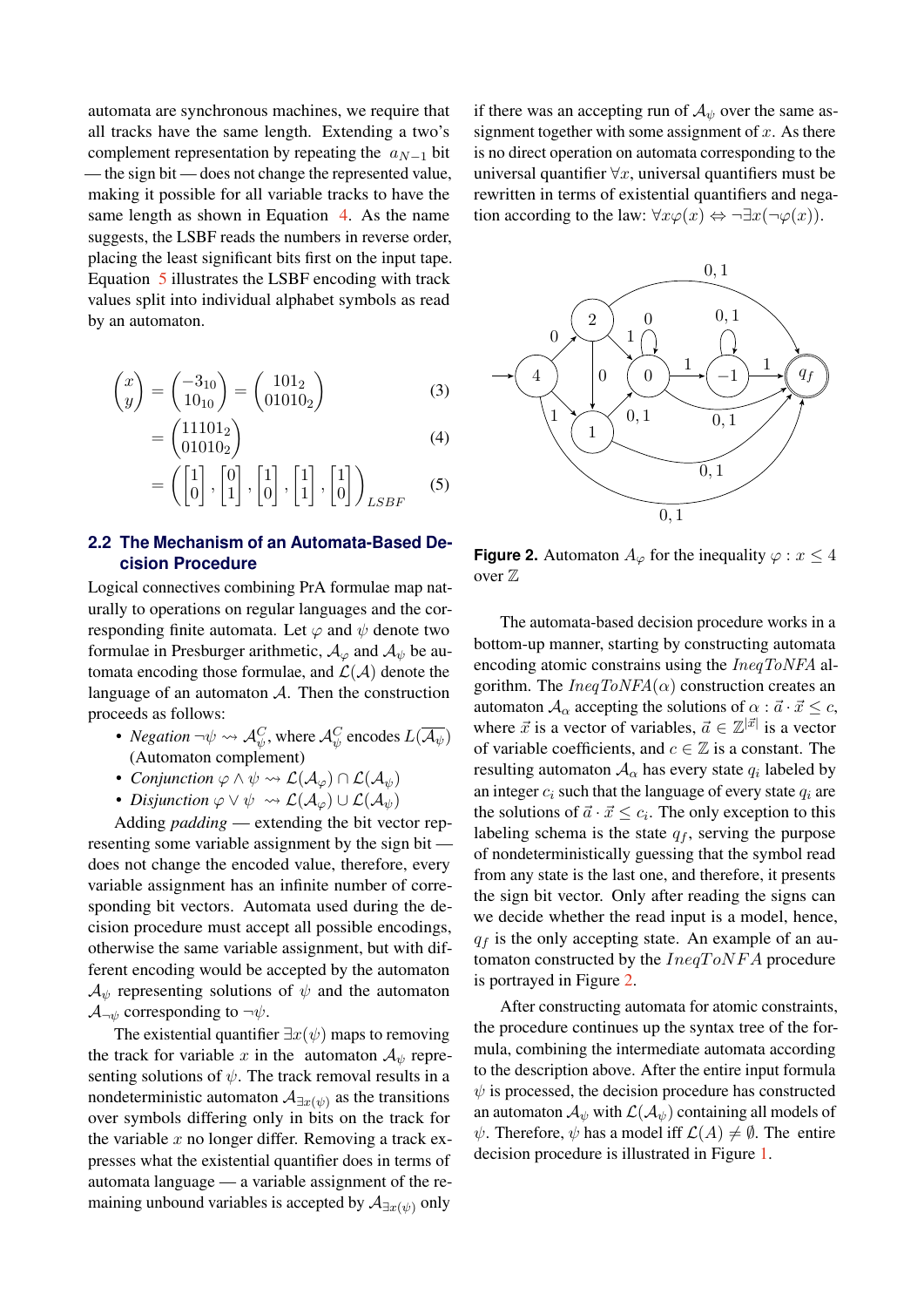automata are synchronous machines, we require that all tracks have the same length. Extending a two's complement representation by repeating the $a_{N-1}$ bit — the sign bit — does not change the represented value, making it possible for all variable tracks to have the same length as shown in Equation 4. As the name suggests, the LSBF reads the numbers in reverse order, placing the least significant bits first on the input tape. Equation 5 illustrates the LSBF encoding with track values split into individual alphabet symbols as read by an automaton.

$$\begin{pmatrix} x \\ y \end{pmatrix} = \begin{pmatrix} -3_{10} \\ 10_{10} \end{pmatrix} = \begin{pmatrix} 101_2 \\ 01010_2 \end{pmatrix} \tag{3}$$

$$= \begin{pmatrix} 11101_2 \\ 01010_2 \end{pmatrix} \tag{4}$$

$$= \left( \begin{bmatrix} 1 \\ 0 \end{bmatrix}, \begin{bmatrix} 0 \\ 1 \end{bmatrix}, \begin{bmatrix} 1 \\ 0 \end{bmatrix}, \begin{bmatrix} 1 \\ 1 \end{bmatrix}, \begin{bmatrix} 1 \\ 0 \end{bmatrix} \right)_{LSBF} \tag{5}$$

## 2.2 The Mechanism of an Automata-Based Decision Procedure

Logical connectives combining PrA formulae map naturally to operations on regular languages and the corresponding finite automata. Let $\varphi$ and $\psi$ denote two formulae in Presburger arithmetic, $\mathcal{A}_\varphi$ and $\mathcal{A}_\psi$ be automata encoding those formulae, and $\mathcal{L}(\mathcal{A})$ denote the language of an automaton $\mathcal{A}$. Then the construction proceeds as follows:

- *Negation* $\neg\psi \rightsquigarrow \mathcal{A}_\psi^C$, where $\mathcal{A}_\psi^C$ encodes $L(\overline{\mathcal{A}_\psi})$ (Automaton complement)
- *Conjunction* $\varphi \wedge \psi \rightsquigarrow \mathcal{L}(\mathcal{A}_\varphi) \cap \mathcal{L}(\mathcal{A}_\psi)$
- *Disjunction* $\varphi \vee \psi \rightsquigarrow \mathcal{L}(\mathcal{A}_\varphi) \cup \mathcal{L}(\mathcal{A}_\psi)$

Adding *padding* — extending the bit vector representing some variable assignment by the sign bit — does not change the encoded value, therefore, every variable assignment has an infinite number of corresponding bit vectors. Automata used during the decision procedure must accept all possible encodings, otherwise the same variable assignment, but with different encoding would be accepted by the automaton $\mathcal{A}_\psi$ representing solutions of $\psi$ and the automaton $\mathcal{A}_{\neg\psi}$ corresponding to $\neg\psi$.

The existential quantifier $\exists x(\psi)$ maps to removing the track for variable $x$ in the automaton $\mathcal{A}_\psi$ representing solutions of $\psi$. The track removal results in a nondeterministic automaton $\mathcal{A}_{\exists x(\psi)}$ as the transitions over symbols differing only in bits on the track for the variable $x$ no longer differ. Removing a track expresses what the existential quantifier does in terms of automata language — a variable assignment of the remaining unbound variables is accepted by $\mathcal{A}_{\exists x(\psi)}$ only if there was an accepting run of $\mathcal{A}_\psi$ over the same assignment together with some assignment of $x$. As there is no direct operation on automata corresponding to the universal quantifier $\forall x$, universal quantifiers must be rewritten in terms of existential quantifiers and negation according to the law: $\forall x \varphi(x) \Leftrightarrow \neg\exists x(\neg\varphi(x))$.

**Figure 2.** Automaton $A_\varphi$ for the inequality $\varphi : x \leq 4$ over $\mathbb{Z}$

The automata-based decision procedure works in a bottom-up manner, starting by constructing automata encoding atomic constrains using the *IneqToNFA* algorithm. The *IneqToNFA*$(\alpha)$ construction creates an automaton $\mathcal{A}_\alpha$ accepting the solutions of $\alpha : \vec{a} \cdot \vec{x} \leq c$, where $\vec{x}$ is a vector of variables, $\vec{a} \in \mathbb{Z}^{|\vec{x}|}$ is a vector of variable coefficients, and $c \in \mathbb{Z}$ is a constant. The resulting automaton $\mathcal{A}_\alpha$ has every state $q_i$ labeled by an integer $c_i$ such that the language of every state $q_i$ are the solutions of $\vec{a} \cdot \vec{x} \leq c_i$. The only exception to this labeling schema is the state $q_f$, serving the purpose of nondeterministically guessing that the symbol read from any state is the last one, and therefore, it presents the sign bit vector. Only after reading the signs can we decide whether the read input is a model, hence, $q_f$ is the only accepting state. An example of an automaton constructed by the $IneqToNFA$ procedure is portrayed in Figure 2.

After constructing automata for atomic constraints, the procedure continues up the syntax tree of the formula, combining the intermediate automata according to the description above. After the entire input formula $\psi$ is processed, the decision procedure has constructed an automaton $\mathcal{A}_\psi$ with $\mathcal{L}(\mathcal{A}_\psi)$ containing all models of $\psi$. Therefore, $\psi$ has a model iff $\mathcal{L}(A) \neq \emptyset$. The entire decision procedure is illustrated in Figure 1.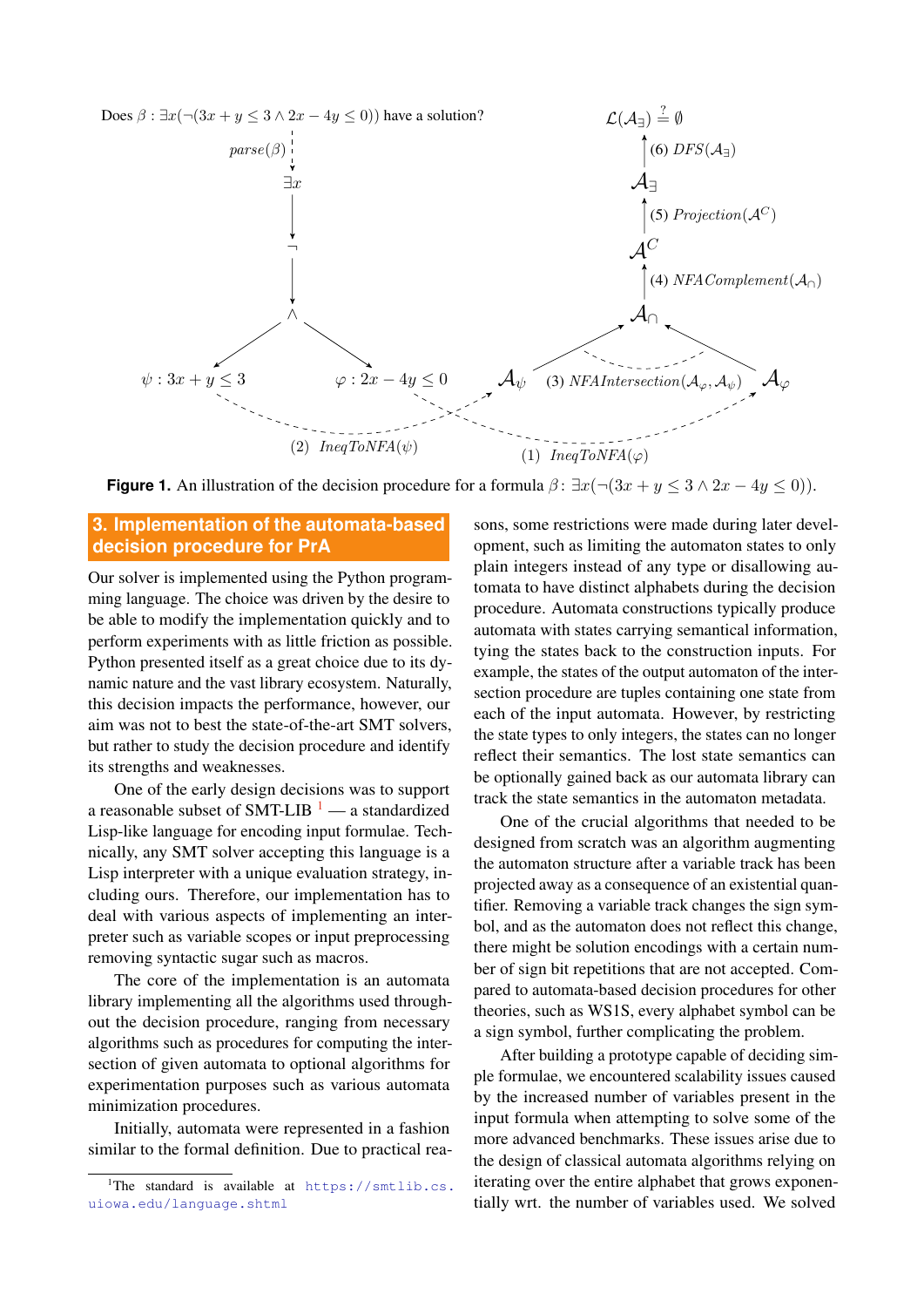Does $\beta : \exists x(\neg(3x + y \leq 3 \wedge 2x - 4y \leq 0))$ have a solution?

$parse(\beta)$

$\exists x$

$\neg$

$\wedge$

$\psi : 3x + y \leq 3$ $\varphi : 2x - 4y \leq 0$

(2) $IneqToNFA(\psi)$ (1) $IneqToNFA(\varphi)$

$\mathcal{A}_\psi$ (3) $NFAIntersection(\mathcal{A}_\varphi, \mathcal{A}_\psi)$ $\mathcal{A}_\varphi$

$\mathcal{A}_\cap$

(4) $NFAComplement(\mathcal{A}_\cap)$

$\mathcal{A}^C$

(5) $Projection(\mathcal{A}^C)$

$\mathcal{A}_\exists$

(6) $DFS(\mathcal{A}_\exists)$

$\mathcal{L}(\mathcal{A}_\exists) \stackrel{?}{=} \emptyset$

**Figure 1.** An illustration of the decision procedure for a formula $\beta\colon \exists x(\neg(3x + y \leq 3 \wedge 2x - 4y \leq 0))$.

## 3. Implementation of the automata-based decision procedure for PrA

Our solver is implemented using the Python programming language. The choice was driven by the desire to be able to modify the implementation quickly and to perform experiments with as little friction as possible. Python presented itself as a great choice due to its dynamic nature and the vast library ecosystem. Naturally, this decision impacts the performance, however, our aim was not to best the state-of-the-art SMT solvers, but rather to study the decision procedure and identify its strengths and weaknesses.

One of the early design decisions was to support a reasonable subset of SMT-LIB [1] — a standardized Lisp-like language for encoding input formulae. Technically, any SMT solver accepting this language is a Lisp interpreter with a unique evaluation strategy, including ours. Therefore, our implementation has to deal with various aspects of implementing an interpreter such as variable scopes or input preprocessing removing syntactic sugar such as macros.

The core of the implementation is an automata library implementing all the algorithms used throughout the decision procedure, ranging from necessary algorithms such as procedures for computing the intersection of given automata to optional algorithms for experimentation purposes such as various automata minimization procedures.

Initially, automata were represented in a fashion similar to the formal definition. Due to practical reasons, some restrictions were made during later development, such as limiting the automaton states to only plain integers instead of any type or disallowing automata to have distinct alphabets during the decision procedure. Automata constructions typically produce automata with states carrying semantical information, tying the states back to the construction inputs. For example, the states of the output automaton of the intersection procedure are tuples containing one state from each of the input automata. However, by restricting the state types to only integers, the states can no longer reflect their semantics. The lost state semantics can be optionally gained back as our automata library can track the state semantics in the automaton metadata.

One of the crucial algorithms that needed to be designed from scratch was an algorithm augmenting the automaton structure after a variable track has been projected away as a consequence of an existential quantifier. Removing a variable track changes the sign symbol, and as the automaton does not reflect this change, there might be solution encodings with a certain number of sign bit repetitions that are not accepted. Compared to automata-based decision procedures for other theories, such as WS1S, every alphabet symbol can be a sign symbol, further complicating the problem.

After building a prototype capable of deciding simple formulae, we encountered scalability issues caused by the increased number of variables present in the input formula when attempting to solve some of the more advanced benchmarks. These issues arise due to the design of classical automata algorithms relying on iterating over the entire alphabet that grows exponentially wrt. the number of variables used. We solved

[1] The standard is available at https://smtlib.cs.uiowa.edu/language.shtml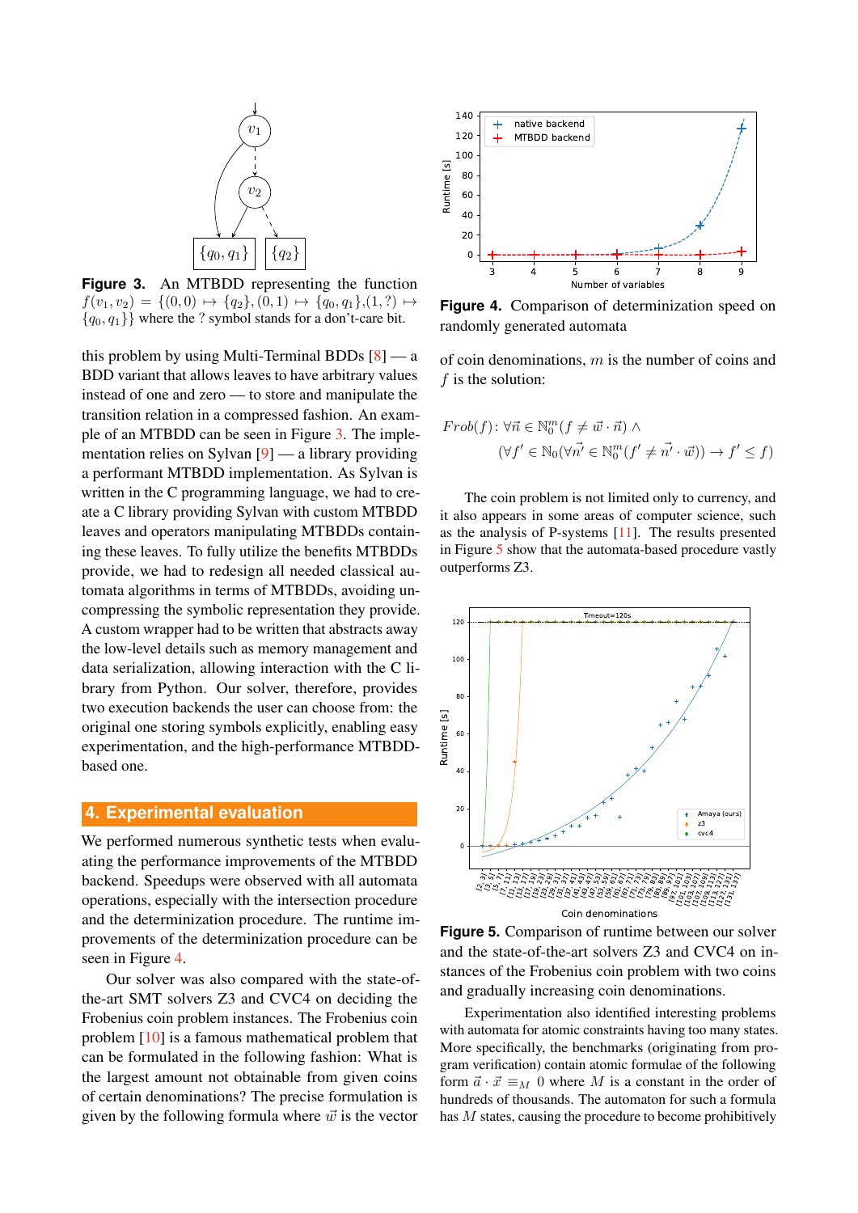**Figure 3.** An MTBDD representing the function $f(v_1, v_2) = \{(0,0) \mapsto \{q_2\}, (0,1) \mapsto \{q_0, q_1\}, (1, ?) \mapsto \{q_0, q_1\}\}$ where the ? symbol stands for a don't-care bit.

this problem by using Multi-Terminal BDDs [8] — a BDD variant that allows leaves to have arbitrary values instead of one and zero — to store and manipulate the transition relation in a compressed fashion. An example of an MTBDD can be seen in Figure 3. The implementation relies on Sylvan [9] — a library providing a performant MTBDD implementation. As Sylvan is written in the C programming language, we had to create a C library providing Sylvan with custom MTBDD leaves and operators manipulating MTBDDs containing these leaves. To fully utilize the benefits MTBDDs provide, we had to redesign all needed classical automata algorithms in terms of MTBDDs, avoiding uncompressing the symbolic representation they provide. A custom wrapper had to be written that abstracts away the low-level details such as memory management and data serialization, allowing interaction with the C library from Python. Our solver, therefore, provides two execution backends the user can choose from: the original one storing symbols explicitly, enabling easy experimentation, and the high-performance MTBDD-based one.

## 4. Experimental evaluation

We performed numerous synthetic tests when evaluating the performance improvements of the MTBDD backend. Speedups were observed with all automata operations, especially with the intersection procedure and the determinization procedure. The runtime improvements of the determinization procedure can be seen in Figure 4.

Our solver was also compared with the state-of-the-art SMT solvers Z3 and CVC4 on deciding the Frobenius coin problem instances. The Frobenius coin problem [10] is a famous mathematical problem that can be formulated in the following fashion: What is the largest amount not obtainable from given coins of certain denominations? The precise formulation is given by the following formula where $\vec{w}$ is the vector

**Figure 4.** Comparison of determinization speed on randomly generated automata

of coin denominations, $m$ is the number of coins and $f$ is the solution:

$$Frob(f)\colon \forall \vec{n} \in \mathbb{N}_0^m (f \neq \vec{w} \cdot \vec{n}) \wedge$$
$$(\forall f' \in \mathbb{N}_0 (\forall \vec{n'} \in \mathbb{N}_0^m (f' \neq \vec{n'} \cdot \vec{w})) \rightarrow f' \leq f)$$

The coin problem is not limited only to currency, and it also appears in some areas of computer science, such as the analysis of P-systems [11]. The results presented in Figure 5 show that the automata-based procedure vastly outperforms Z3.

**Figure 5.** Comparison of runtime between our solver and the state-of-the-art solvers Z3 and CVC4 on instances of the Frobenius coin problem with two coins and gradually increasing coin denominations.

Experimentation also identified interesting problems with automata for atomic constraints having too many states. More specifically, the benchmarks (originating from program verification) contain atomic formulae of the following form $\vec{a} \cdot \vec{x} \equiv_M 0$ where $M$ is a constant in the order of hundreds of thousands. The automaton for such a formula has $M$ states, causing the procedure to become prohibitively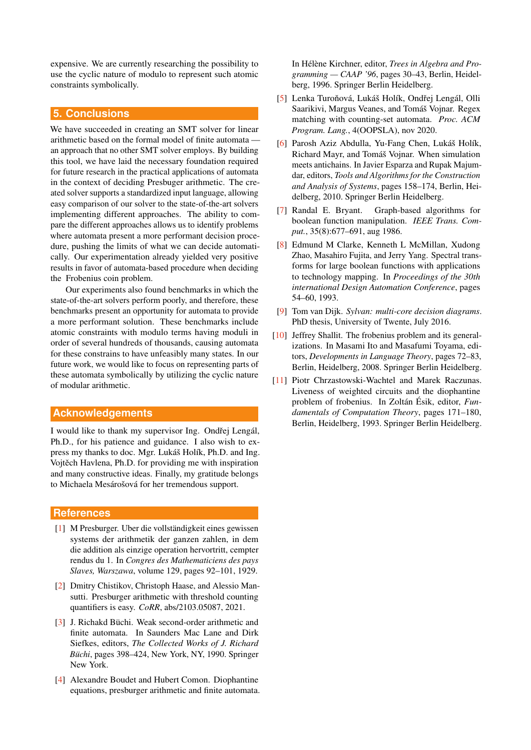expensive. We are currently researching the possibility to use the cyclic nature of modulo to represent such atomic constraints symbolically.

## 5. Conclusions

We have succeeded in creating an SMT solver for linear arithmetic based on the formal model of finite automata — an approach that no other SMT solver employs. By building this tool, we have laid the necessary foundation required for future research in the practical applications of automata in the context of deciding Presbuger arithmetic. The created solver supports a standardized input language, allowing easy comparison of our solver to the state-of-the-art solvers implementing different approaches. The ability to compare the different approaches allows us to identify problems where automata present a more performant decision procedure, pushing the limits of what we can decide automatically. Our experimentation already yielded very positive results in favor of automata-based procedure when deciding the Frobenius coin problem.

Our experiments also found benchmarks in which the state-of-the-art solvers perform poorly, and therefore, these benchmarks present an opportunity for automata to provide a more performant solution. These benchmarks include atomic constraints with modulo terms having moduli in order of several hundreds of thousands, causing automata for these constrains to have unfeasibly many states. In our future work, we would like to focus on representing parts of these automata symbolically by utilizing the cyclic nature of modular arithmetic.

## Acknowledgements

I would like to thank my supervisor Ing. Ondřej Lengál, Ph.D., for his patience and guidance. I also wish to express my thanks to doc. Mgr. Lukáš Holík, Ph.D. and Ing. Vojtěch Havlena, Ph.D. for providing me with inspiration and many constructive ideas. Finally, my gratitude belongs to Michaela Mesárošová for her tremendous support.

## References

[1] M Presburger. Uber die vollständigkeit eines gewissen systems der arithmetik der ganzen zahlen, in dem die addition als einzige operation hervortritt, cempter rendus du 1. In *Congres des Mathematiciens des pays Slaves, Warszawa*, volume 129, pages 92–101, 1929.

[2] Dmitry Chistikov, Christoph Haase, and Alessio Mansutti. Presburger arithmetic with threshold counting quantifiers is easy. *CoRR*, abs/2103.05087, 2021.

[3] J. Richakd Büchi. Weak second-order arithmetic and finite automata. In Saunders Mac Lane and Dirk Siefkes, editors, *The Collected Works of J. Richard Büchi*, pages 398–424, New York, NY, 1990. Springer New York.

[4] Alexandre Boudet and Hubert Comon. Diophantine equations, presburger arithmetic and finite automata. In Hélène Kirchner, editor, *Trees in Algebra and Programming — CAAP '96*, pages 30–43, Berlin, Heidelberg, 1996. Springer Berlin Heidelberg.

[5] Lenka Turoňová, Lukáš Holík, Ondřej Lengál, Olli Saarikivi, Margus Veanes, and Tomáš Vojnar. Regex matching with counting-set automata. *Proc. ACM Program. Lang.*, 4(OOPSLA), nov 2020.

[6] Parosh Aziz Abdulla, Yu-Fang Chen, Lukáš Holík, Richard Mayr, and Tomáš Vojnar. When simulation meets antichains. In Javier Esparza and Rupak Majumdar, editors, *Tools and Algorithms for the Construction and Analysis of Systems*, pages 158–174, Berlin, Heidelberg, 2010. Springer Berlin Heidelberg.

[7] Randal E. Bryant. Graph-based algorithms for boolean function manipulation. *IEEE Trans. Comput.*, 35(8):677–691, aug 1986.

[8] Edmund M Clarke, Kenneth L McMillan, Xudong Zhao, Masahiro Fujita, and Jerry Yang. Spectral transforms for large boolean functions with applications to technology mapping. In *Proceedings of the 30th international Design Automation Conference*, pages 54–60, 1993.

[9] Tom van Dijk. *Sylvan: multi-core decision diagrams*. PhD thesis, University of Twente, July 2016.

[10] Jeffrey Shallit. The frobenius problem and its generalizations. In Masami Ito and Masafumi Toyama, editors, *Developments in Language Theory*, pages 72–83, Berlin, Heidelberg, 2008. Springer Berlin Heidelberg.

[11] Piotr Chrzastowski-Wachtel and Marek Raczunas. Liveness of weighted circuits and the diophantine problem of frobenius. In Zoltán Ésik, editor, *Fundamentals of Computation Theory*, pages 171–180, Berlin, Heidelberg, 1993. Springer Berlin Heidelberg.